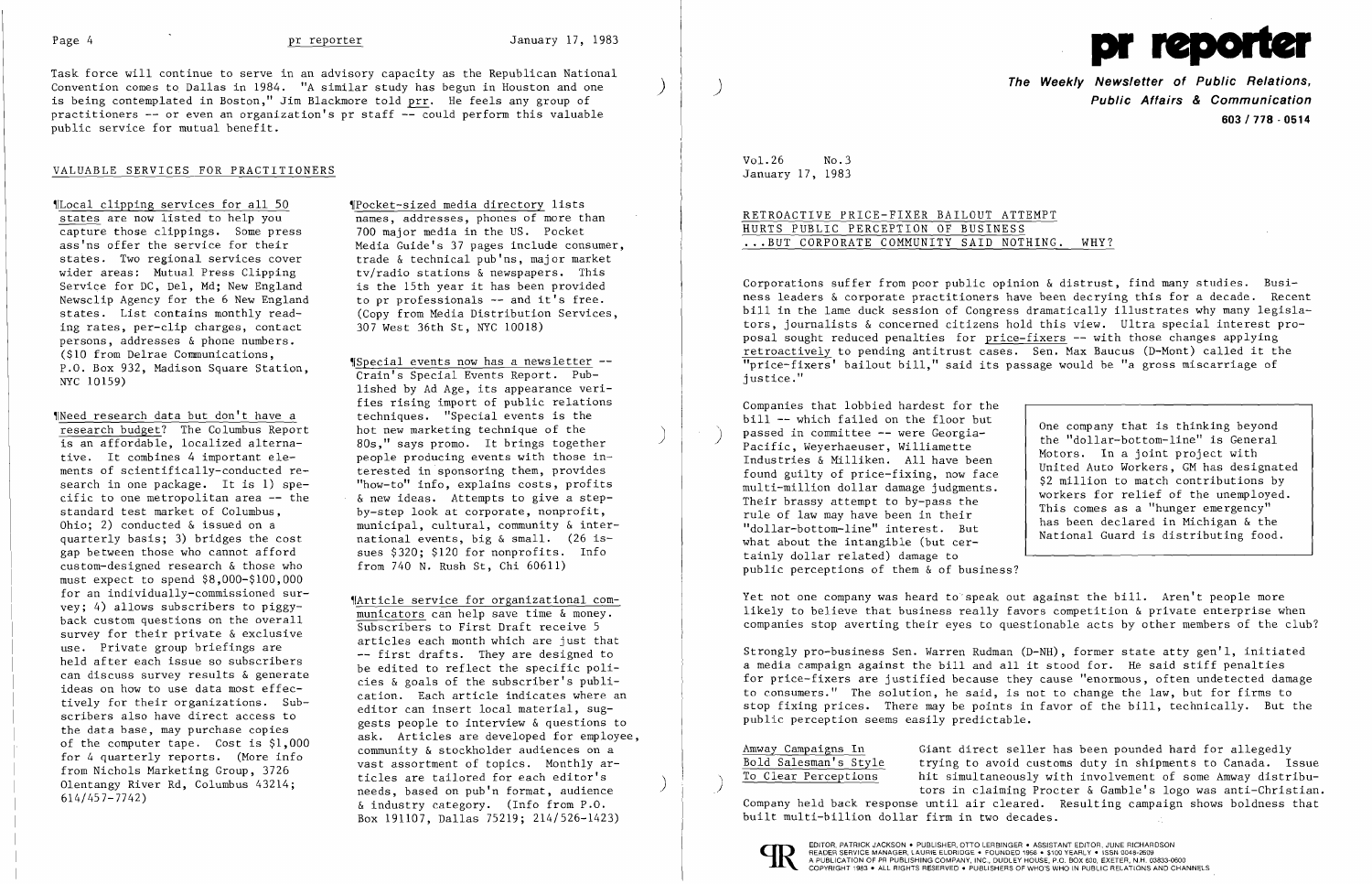Task force will continue to serve in an advisory capacity as the Republican National Convention comes to Dallas in 1984. "A similar study has begun in Houston and one is being contemplated in Boston," Jim Blackmore told prr. He feels any group of practitioners -- or even an organization's pr staff -- could perform this valuable public service for mutual benefit.

## VALUABLE SERVICES FOR PRACTITIONERS

¶Local clipping services for all 50 states are now listed to help you capture those clippings. Some press ass'ns offer the service for their states. Two regional services cover wider areas: Mutual Press Clipping Service for DC, Del, Md; New England Newsclip Agency for the 6 New England states. List contains monthly reading rates, per-clip charges, contact persons, addresses & phone numbers. ($10 from Delrae Communications, P.O. Box 932, Madison Square Station, NYC 10159)

¶Need research data but don't have a research budget? The Columbus Report is an affordable, localized alternative. It combines 4 important elements of scientifically-conducted research in one package. It is 1) specific to one metropolitan area -- the standard test market of Columbus, Ohio; 2) conducted & issued on a quarterly basis; 3) bridges the cost gap between those who cannot afford custom-designed research & those who must expect to spend $8,000-$100,000 for an individually-commissioned survey; 4) allows subscribers to piggyback custom questions on the overall survey for their private & exclusive use. Private group briefings are held after each issue so subscribers can discuss survey results & generate ideas on how to use data most effectively for their organizations. Subscribers also have direct access to the data base, may purchase copies of the computer tape. Cost is $1,000 for 4 quarterly reports. (More info from Nichols Marketing Group, 3726 Olentangy River Rd, Columbus 43214; 614/457-7742)

¶Pocket-sized media directory lists names, addresses, phones of more than 700 major media in the US. Pocket Media Guide's 37 pages include consumer, trade & technical pub'ns, major market tv/radio stations & newspapers. This is the 15th year it has been provided to pr professionals -- and it's free. (Copy from Media Distribution Services, 307 West 36th St, NYC 10018)

¶Special events now has a newsletter -- Crain's Special Events Report. Published by Ad Age, its appearance verifies rising import of public relations techniques. "Special events is the hot new marketing technique of the 80s," says promo. It brings together people producing events with those interested in sponsoring them, provides "how-to" info, explains costs, profits & new ideas. Attempts to give a step-by-step look at corporate, nonprofit, municipal, cultural, community & international events, big & small. (26 issues $320; $120 for nonprofits. Info from 740 N. Rush St, Chi 60611)

¶Article service for organizational communicators can help save time & money. Subscribers to First Draft receive 5 articles each month which are just that -- first drafts. They are designed to be edited to reflect the specific policies & goals of the subscriber's publication. Each article indicates where an editor can insert local material, suggests people to interview & questions to ask. Articles are developed for employee, community & stockholder audiences on a vast assortment of topics. Monthly articles are tailored for each editor's needs, based on pub'n format, audience & industry category. (Info from P.O. Box 191107, Dallas 75219; 214/526-1423)

# pr reporter

**The Weekly Newsletter of Public Relations, Public Affairs & Communication**
**603 / 778 - 0514**

Vol.26 No.3
January 17, 1983

## RETROACTIVE PRICE-FIXER BAILOUT ATTEMPT HURTS PUBLIC PERCEPTION OF BUSINESS ...BUT CORPORATE COMMUNITY SAID NOTHING. WHY?

Corporations suffer from poor public opinion & distrust, find many studies. Business leaders & corporate practitioners have been decrying this for a decade. Recent bill in the lame duck session of Congress dramatically illustrates why many legislators, journalists & concerned citizens hold this view. Ultra special interest proposal sought reduced penalties for price-fixers -- with those changes applying retroactively to pending antitrust cases. Sen. Max Baucus (D-Mont) called it the "price-fixers' bailout bill," said its passage would be "a gross miscarriage of justice."

Companies that lobbied hardest for the bill -- which failed on the floor but passed in committee -- were Georgia-Pacific, Weyerhaeuser, Williamette Industries & Milliken. All have been found guilty of price-fixing, now face multi-million dollar damage judgments. Their brassy attempt to by-pass the rule of law may have been in their "dollar-bottom-line" interest. But what about the intangible (but certainly dollar related) damage to public perceptions of them & of business?

> One company that is thinking beyond the "dollar-bottom-line" is General Motors. In a joint project with United Auto Workers, GM has designated $2 million to match contributions by workers for relief of the unemployed. This comes as a "hunger emergency" has been declared in Michigan & the National Guard is distributing food.

Yet not one company was heard to speak out against the bill. Aren't people more likely to believe that business really favors competition & private enterprise when companies stop averting their eyes to questionable acts by other members of the club?

Strongly pro-business Sen. Warren Rudman (D-NH), former state atty gen'l, initiated a media campaign against the bill and all it stood for. He said stiff penalties for price-fixers are justified because they cause "enormous, often undetected damage to consumers." The solution, he said, is not to change the law, but for firms to stop fixing prices. There may be points in favor of the bill, technically. But the public perception seems easily predictable.

**Amway Campaigns In Bold Salesman's Style To Clear Perceptions**

Giant direct seller has been pounded hard for allegedly trying to avoid customs duty in shipments to Canada. Issue hit simultaneously with involvement of some Amway distributors in claiming Procter & Gamble's logo was anti-Christian. Company held back response until air cleared. Resulting campaign shows boldness that built multi-billion dollar firm in two decades.

EDITOR, PATRICK JACKSON • PUBLISHER, OTTO LERBINGER • ASSISTANT EDITOR, JUNE RICHARDSON
READER SERVICE MANAGER, LAURIE ELDRIDGE • FOUNDED 1958 • $100 YEARLY • ISSN 0048-2609
A PUBLICATION OF PR PUBLISHING COMPANY, INC., DUDLEY HOUSE, P.O. BOX 600, EXETER, N.H. 03833-0600
COPYRIGHT 1983 • ALL RIGHTS RESERVED • PUBLISHERS OF WHO'S WHO IN PUBLIC RELATIONS AND CHANNELS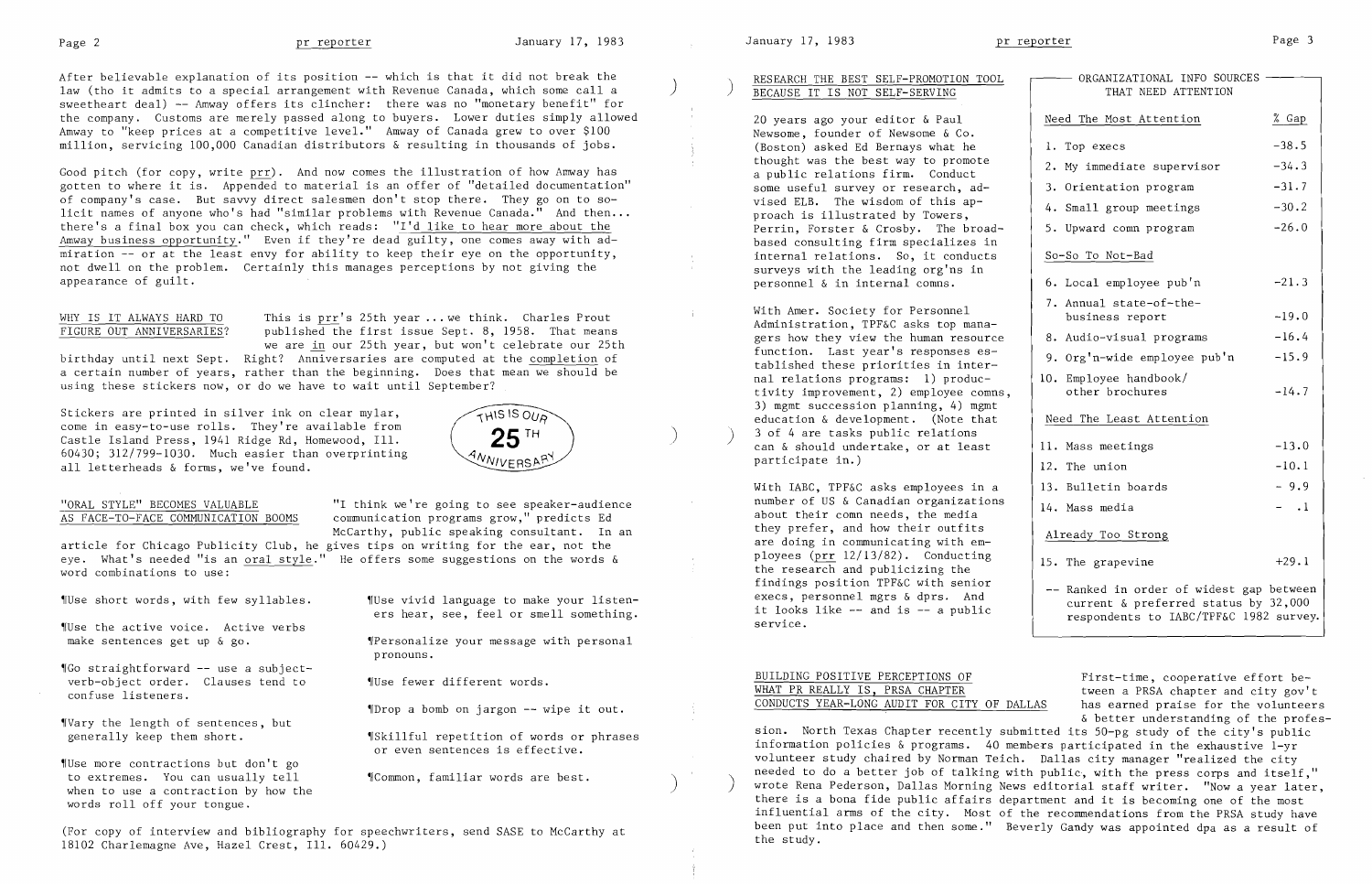After believable explanation of its position -- which is that it did not break the law (tho it admits to a special arrangement with Revenue Canada, which some call a sweetheart deal) -- Amway offers its clincher: there was no "monetary benefit" for the company. Customs are merely passed along to buyers. Lower duties simply allowed Amway to "keep prices at a competitive level." Amway of Canada grew to over $100 million, servicing 100,000 Canadian distributors & resulting in thousands of jobs.

Good pitch (for copy, write prr). And now comes the illustration of how Amway has gotten to where it is. Appended to material is an offer of "detailed documentation" of company's case. But savvy direct salesmen don't stop there. They go on to solicit names of anyone who's had "similar problems with Revenue Canada." And then... there's a final box you can check, which reads: "I'd like to hear more about the Amway business opportunity." Even if they're dead guilty, one comes away with admiration -- or at the least envy for ability to keep their eye on the opportunity, not dwell on the problem. Certainly this manages perceptions by not giving the appearance of guilt.

WHY IS IT ALWAYS HARD TO FIGURE OUT ANNIVERSARIES? This is prr's 25th year ... we think. Charles Prout published the first issue Sept. 8, 1958. That means we are in our 25th year, but won't celebrate our 25th birthday until next Sept. Right? Anniversaries are computed at the completion of a certain number of years, rather than the beginning. Does that mean we should be using these stickers now, or do we have to wait until September?

Stickers are printed in silver ink on clear mylar, come in easy-to-use rolls. They're available from Castle Island Press, 1941 Ridge Rd, Homewood, Ill. 60430; 312/799-1030. Much easier than overprinting all letterheads & forms, we've found.

THIS IS OUR 25TH ANNIVERSARY

"ORAL STYLE" BECOMES VALUABLE AS FACE-TO-FACE COMMUNICATION BOOMS "I think we're going to see speaker-audience communication programs grow," predicts Ed McCarthy, public speaking consultant. In an article for Chicago Publicity Club, he gives tips on writing for the ear, not the eye. What's needed "is an oral style." He offers some suggestions on the words & word combinations to use:

¶Use short words, with few syllables.

¶Use the active voice. Active verbs make sentences get up & go.

¶Go straightforward -- use a subject-verb-object order. Clauses tend to confuse listeners.

¶Vary the length of sentences, but generally keep them short.

¶Use more contractions but don't go to extremes. You can usually tell when to use a contraction by how the words roll off your tongue.

¶Use vivid language to make your listeners hear, see, feel or smell something.

¶Personalize your message with personal pronouns.

¶Use fewer different words.

¶Drop a bomb on jargon -- wipe it out.

¶Skillful repetition of words or phrases or even sentences is effective.

¶Common, familiar words are best.

(For copy of interview and bibliography for speechwriters, send SASE to McCarthy at 18102 Charlemagne Ave, Hazel Crest, Ill. 60429.)

RESEARCH THE BEST SELF-PROMOTION TOOL BECAUSE IT IS NOT SELF-SERVING

20 years ago your editor & Paul Newsome, founder of Newsome & Co. (Boston) asked Ed Bernays what he thought was the best way to promote a public relations firm. Conduct some useful survey or research, advised ELB. The wisdom of this approach is illustrated by Towers, Perrin, Forster & Crosby. The broad-based consulting firm specializes in internal relations. So, it conducts surveys with the leading org'ns in personnel & in internal comns.

With Amer. Society for Personnel Administration, TPF&C asks top managers how they view the human resource function. Last year's responses established these priorities in internal relations programs: 1) productivity improvement, 2) employee comns, 3) mgmt succession planning, 4) mgmt education & development. (Note that 3 of 4 are tasks public relations can & should undertake, or at least participate in.)

With IABC, TPF&C asks employees in a number of US & Canadian organizations about their comn needs, the media they prefer, and how their outfits are doing in communicating with employees (prr 12/13/82). Conducting the research and publicizing the findings position TPF&C with senior execs, personnel mgrs & dprs. And it looks like -- and is -- a public service.

ORGANIZATIONAL INFO SOURCES THAT NEED ATTENTION

| Need The Most Attention | % Gap |
|---|---|
| 1. Top execs | -38.5 |
| 2. My immediate supervisor | -34.3 |
| 3. Orientation program | -31.7 |
| 4. Small group meetings | -30.2 |
| 5. Upward comn program | -26.0 |
| **So-So To Not-Bad** | |
| 6. Local employee pub'n | -21.3 |
| 7. Annual state-of-the-business report | -19.0 |
| 8. Audio-visual programs | -16.4 |
| 9. Org'n-wide employee pub'n | -15.9 |
| 10. Employee handbook/ other brochures | -14.7 |
| **Need The Least Attention** | |
| 11. Mass meetings | -13.0 |
| 12. The union | -10.1 |
| 13. Bulletin boards | - 9.9 |
| 14. Mass media | - .1 |
| **Already Too Strong** | |
| 15. The grapevine | +29.1 |

-- Ranked in order of widest gap between current & preferred status by 32,000 respondents to IABC/TPF&C 1982 survey.

BUILDING POSITIVE PERCEPTIONS OF WHAT PR REALLY IS, PRSA CHAPTER CONDUCTS YEAR-LONG AUDIT FOR CITY OF DALLAS First-time, cooperative effort between a PRSA chapter and city gov't has earned praise for the volunteers & better understanding of the profession. North Texas Chapter recently submitted its 50-pg study of the city's public information policies & programs. 40 members participated in the exhaustive 1-yr volunteer study chaired by Norman Teich. Dallas city manager "realized the city needed to do a better job of talking with public, with the press corps and itself," wrote Rena Pederson, Dallas Morning News editorial staff writer. "Now a year later, there is a bona fide public affairs department and it is becoming one of the most influential arms of the city. Most of the recommendations from the PRSA study have been put into place and then some." Beverly Gandy was appointed dpa as a result of the study.